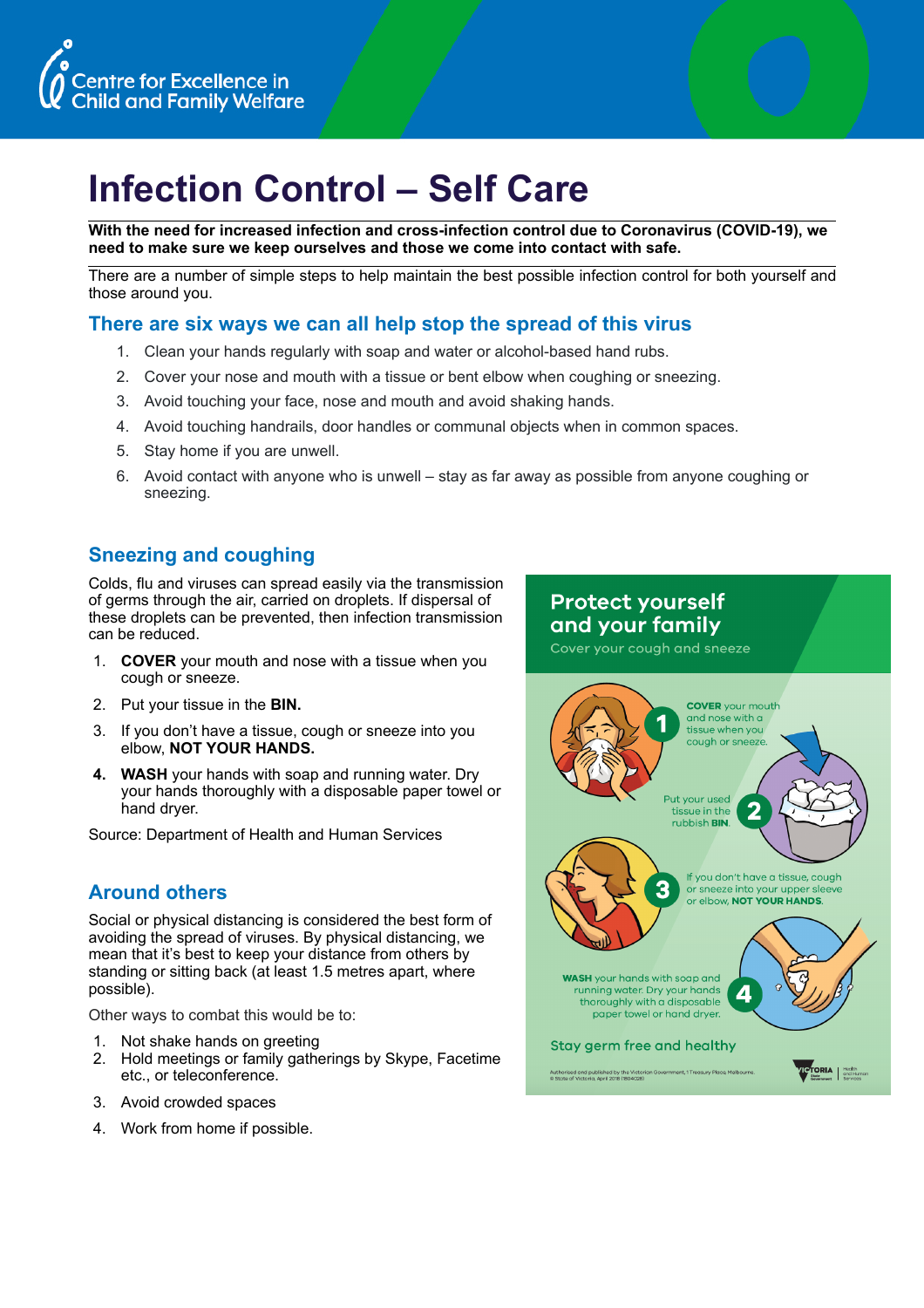Centre for Excellence in Child and Family Welfare

# Infection Control – Self Care

**With the need for increased infection and cross-infection control due to Coronavirus (COVID-19), we need to make sure we keep ourselves and those we come into contact with safe.**

There are a number of simple steps to help maintain the best possible infection control for both yourself and those around you.

## There are six ways we can all help stop the spread of this virus

1. Clean your hands regularly with soap and water or alcohol-based hand rubs.
2. Cover your nose and mouth with a tissue or bent elbow when coughing or sneezing.
3. Avoid touching your face, nose and mouth and avoid shaking hands.
4. Avoid touching handrails, door handles or communal objects when in common spaces.
5. Stay home if you are unwell.
6. Avoid contact with anyone who is unwell – stay as far away as possible from anyone coughing or sneezing.

## Sneezing and coughing

Colds, flu and viruses can spread easily via the transmission of germs through the air, carried on droplets. If dispersal of these droplets can be prevented, then infection transmission can be reduced.

1. **COVER** your mouth and nose with a tissue when you cough or sneeze.
2. Put your tissue in the **BIN.**
3. If you don't have a tissue, cough or sneeze into you elbow, **NOT YOUR HANDS.**
4. **WASH** your hands with soap and running water. Dry your hands thoroughly with a disposable paper towel or hand dryer.

Source: Department of Health and Human Services

## Around others

Social or physical distancing is considered the best form of avoiding the spread of viruses. By physical distancing, we mean that it's best to keep your distance from others by standing or sitting back (at least 1.5 metres apart, where possible).

Other ways to combat this would be to:

1. Not shake hands on greeting
2. Hold meetings or family gatherings by Skype, Facetime etc., or teleconference.
3. Avoid crowded spaces
4. Work from home if possible.

### Protect yourself and your family

Cover your cough and sneeze

1. **COVER** your mouth and nose with a tissue when you cough or sneeze.
2. Put your used tissue in the rubbish **BIN**.
3. If you don't have a tissue, cough or sneeze into your upper sleeve or elbow, **NOT YOUR HANDS**.
4. **WASH** your hands with soap and running water. Dry your hands thoroughly with a disposable paper towel or hand dryer.

Stay germ free and healthy

Authorised and published by the Victorian Government, 1 Treasury Place, Melbourne. © State of Victoria, April 2018 (1804028)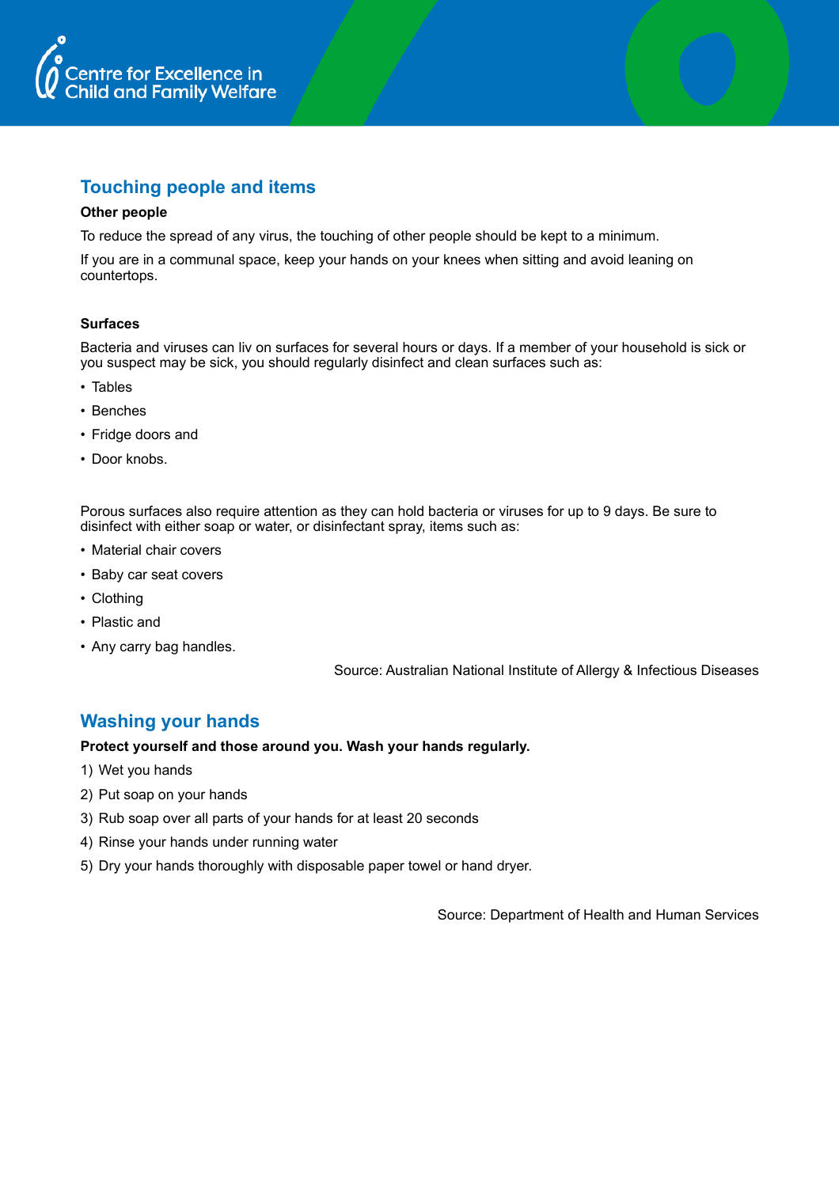## Touching people and items

**Other people**

To reduce the spread of any virus, the touching of other people should be kept to a minimum.

If you are in a communal space, keep your hands on your knees when sitting and avoid leaning on countertops.

**Surfaces**

Bacteria and viruses can liv on surfaces for several hours or days. If a member of your household is sick or you suspect may be sick, you should regularly disinfect and clean surfaces such as:

- Tables
- Benches
- Fridge doors and
- Door knobs.

Porous surfaces also require attention as they can hold bacteria or viruses for up to 9 days. Be sure to disinfect with either soap or water, or disinfectant spray, items such as:

- Material chair covers
- Baby car seat covers
- Clothing
- Plastic and
- Any carry bag handles.

Source: Australian National Institute of Allergy & Infectious Diseases

## Washing your hands

**Protect yourself and those around you. Wash your hands regularly.**

1) Wet you hands
2) Put soap on your hands
3) Rub soap over all parts of your hands for at least 20 seconds
4) Rinse your hands under running water
5) Dry your hands thoroughly with disposable paper towel or hand dryer.

Source: Department of Health and Human Services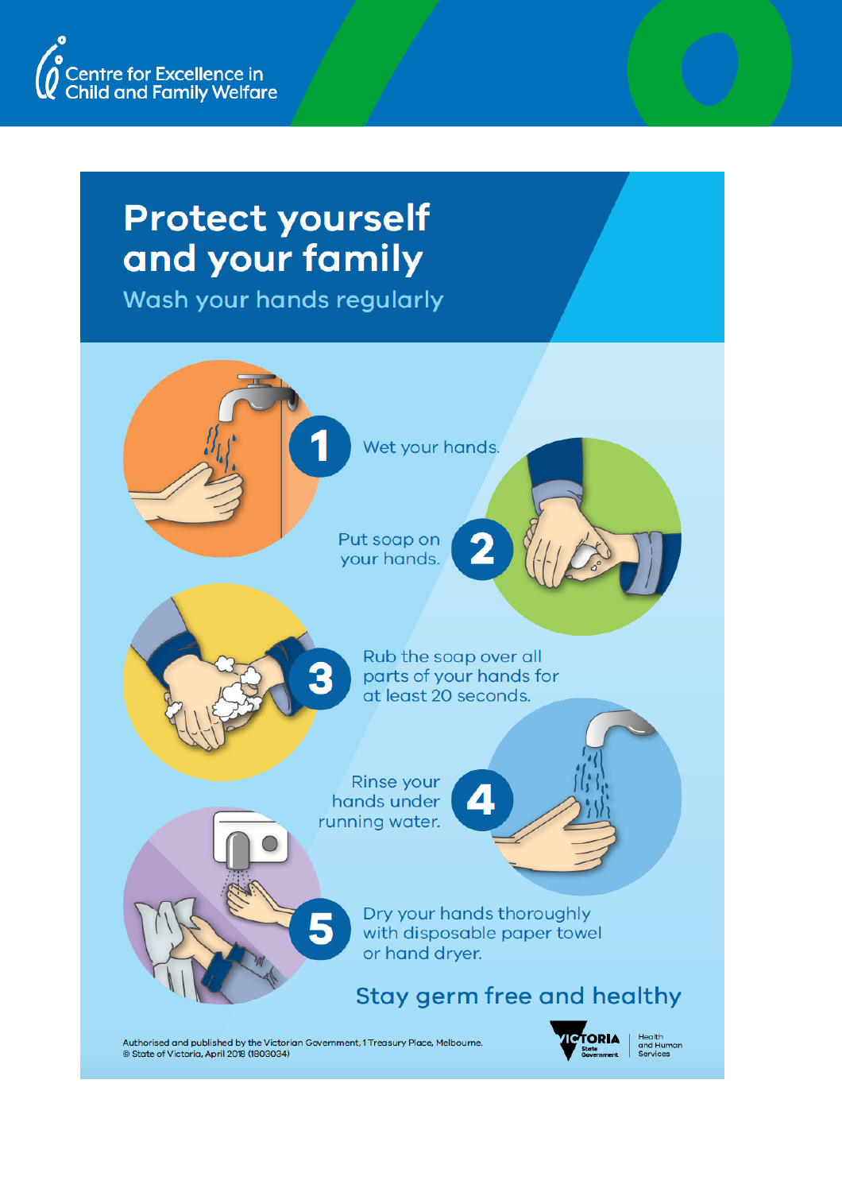# Protect yourself and your family

## Wash your hands regularly

1. Wet your hands.
2. Put soap on your hands.
3. Rub the soap over all parts of your hands for at least 20 seconds.
4. Rinse your hands under running water.
5. Dry your hands thoroughly with disposable paper towel or hand dryer.

**Stay germ free and healthy**

Authorised and published by the Victorian Government, 1 Treasury Place, Melbourne.
© State of Victoria, April 2018 (1803034)